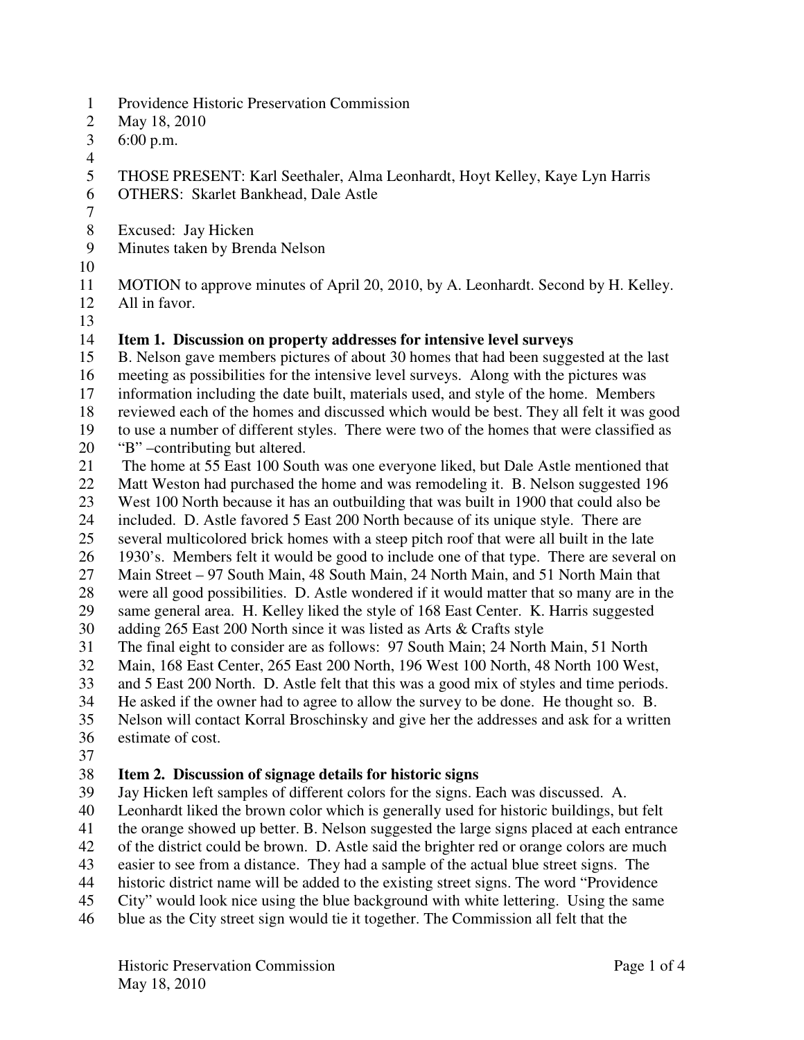Providence Historic Preservation Commission
May 18, 2010
6:00 p.m.

THOSE PRESENT: Karl Seethaler, Alma Leonhardt, Hoyt Kelley, Kaye Lyn Harris
OTHERS: Skarlet Bankhead, Dale Astle

Excused: Jay Hicken
Minutes taken by Brenda Nelson

MOTION to approve minutes of April 20, 2010, by A. Leonhardt. Second by H. Kelley. All in favor.

**Item 1. Discussion on property addresses for intensive level surveys**

B. Nelson gave members pictures of about 30 homes that had been suggested at the last meeting as possibilities for the intensive level surveys. Along with the pictures was information including the date built, materials used, and style of the home. Members reviewed each of the homes and discussed which would be best. They all felt it was good to use a number of different styles. There were two of the homes that were classified as "B" –contributing but altered.

The home at 55 East 100 South was one everyone liked, but Dale Astle mentioned that Matt Weston had purchased the home and was remodeling it. B. Nelson suggested 196 West 100 North because it has an outbuilding that was built in 1900 that could also be included. D. Astle favored 5 East 200 North because of its unique style. There are several multicolored brick homes with a steep pitch roof that were all built in the late 1930's. Members felt it would be good to include one of that type. There are several on Main Street – 97 South Main, 48 South Main, 24 North Main, and 51 North Main that were all good possibilities. D. Astle wondered if it would matter that so many are in the same general area. H. Kelley liked the style of 168 East Center. K. Harris suggested adding 265 East 200 North since it was listed as Arts & Crafts style

The final eight to consider are as follows: 97 South Main; 24 North Main, 51 North Main, 168 East Center, 265 East 200 North, 196 West 100 North, 48 North 100 West, and 5 East 200 North. D. Astle felt that this was a good mix of styles and time periods. He asked if the owner had to agree to allow the survey to be done. He thought so. B. Nelson will contact Korral Broschinsky and give her the addresses and ask for a written estimate of cost.

**Item 2. Discussion of signage details for historic signs**

Jay Hicken left samples of different colors for the signs. Each was discussed. A. Leonhardt liked the brown color which is generally used for historic buildings, but felt the orange showed up better. B. Nelson suggested the large signs placed at each entrance of the district could be brown. D. Astle said the brighter red or orange colors are much easier to see from a distance. They had a sample of the actual blue street signs. The historic district name will be added to the existing street signs. The word "Providence City" would look nice using the blue background with white lettering. Using the same blue as the City street sign would tie it together. The Commission all felt that the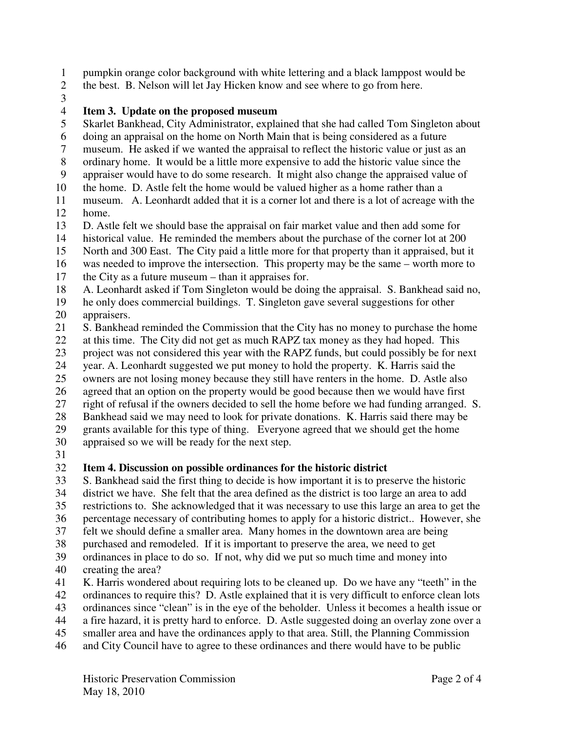pumpkin orange color background with white lettering and a black lamppost would be the best. B. Nelson will let Jay Hicken know and see where to go from here.

**Item 3. Update on the proposed museum**

Skarlet Bankhead, City Administrator, explained that she had called Tom Singleton about doing an appraisal on the home on North Main that is being considered as a future museum. He asked if we wanted the appraisal to reflect the historic value or just as an ordinary home. It would be a little more expensive to add the historic value since the appraiser would have to do some research. It might also change the appraised value of the home. D. Astle felt the home would be valued higher as a home rather than a museum. A. Leonhardt added that it is a corner lot and there is a lot of acreage with the home.

D. Astle felt we should base the appraisal on fair market value and then add some for historical value. He reminded the members about the purchase of the corner lot at 200 North and 300 East. The City paid a little more for that property than it appraised, but it was needed to improve the intersection. This property may be the same – worth more to the City as a future museum – than it appraises for.

A. Leonhardt asked if Tom Singleton would be doing the appraisal. S. Bankhead said no, he only does commercial buildings. T. Singleton gave several suggestions for other appraisers.

S. Bankhead reminded the Commission that the City has no money to purchase the home at this time. The City did not get as much RAPZ tax money as they had hoped. This project was not considered this year with the RAPZ funds, but could possibly be for next year. A. Leonhardt suggested we put money to hold the property. K. Harris said the owners are not losing money because they still have renters in the home. D. Astle also agreed that an option on the property would be good because then we would have first right of refusal if the owners decided to sell the home before we had funding arranged. S. Bankhead said we may need to look for private donations. K. Harris said there may be grants available for this type of thing. Everyone agreed that we should get the home appraised so we will be ready for the next step.

**Item 4. Discussion on possible ordinances for the historic district**

S. Bankhead said the first thing to decide is how important it is to preserve the historic district we have. She felt that the area defined as the district is too large an area to add restrictions to. She acknowledged that it was necessary to use this large an area to get the percentage necessary of contributing homes to apply for a historic district.. However, she felt we should define a smaller area. Many homes in the downtown area are being purchased and remodeled. If it is important to preserve the area, we need to get ordinances in place to do so. If not, why did we put so much time and money into creating the area?

K. Harris wondered about requiring lots to be cleaned up. Do we have any "teeth" in the ordinances to require this? D. Astle explained that it is very difficult to enforce clean lots ordinances since "clean" is in the eye of the beholder. Unless it becomes a health issue or a fire hazard, it is pretty hard to enforce. D. Astle suggested doing an overlay zone over a smaller area and have the ordinances apply to that area. Still, the Planning Commission and City Council have to agree to these ordinances and there would have to be public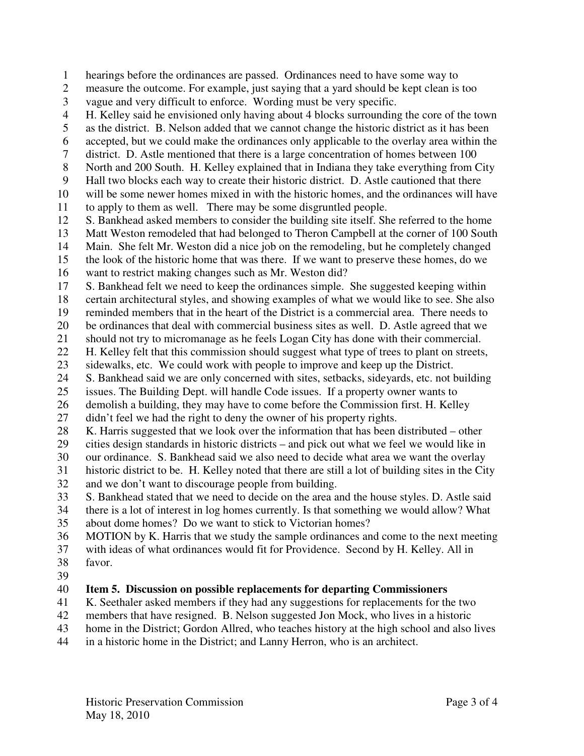hearings before the ordinances are passed. Ordinances need to have some way to measure the outcome. For example, just saying that a yard should be kept clean is too vague and very difficult to enforce. Wording must be very specific.

H. Kelley said he envisioned only having about 4 blocks surrounding the core of the town as the district. B. Nelson added that we cannot change the historic district as it has been accepted, but we could make the ordinances only applicable to the overlay area within the district. D. Astle mentioned that there is a large concentration of homes between 100 North and 200 South. H. Kelley explained that in Indiana they take everything from City Hall two blocks each way to create their historic district. D. Astle cautioned that there will be some newer homes mixed in with the historic homes, and the ordinances will have to apply to them as well. There may be some disgruntled people.

S. Bankhead asked members to consider the building site itself. She referred to the home Matt Weston remodeled that had belonged to Theron Campbell at the corner of 100 South Main. She felt Mr. Weston did a nice job on the remodeling, but he completely changed the look of the historic home that was there. If we want to preserve these homes, do we want to restrict making changes such as Mr. Weston did?

S. Bankhead felt we need to keep the ordinances simple. She suggested keeping within certain architectural styles, and showing examples of what we would like to see. She also reminded members that in the heart of the District is a commercial area. There needs to be ordinances that deal with commercial business sites as well. D. Astle agreed that we should not try to micromanage as he feels Logan City has done with their commercial.

H. Kelley felt that this commission should suggest what type of trees to plant on streets, sidewalks, etc. We could work with people to improve and keep up the District.

S. Bankhead said we are only concerned with sites, setbacks, sideyards, etc. not building issues. The Building Dept. will handle Code issues. If a property owner wants to demolish a building, they may have to come before the Commission first. H. Kelley didn't feel we had the right to deny the owner of his property rights.

K. Harris suggested that we look over the information that has been distributed – other cities design standards in historic districts – and pick out what we feel we would like in our ordinance. S. Bankhead said we also need to decide what area we want the overlay historic district to be. H. Kelley noted that there are still a lot of building sites in the City and we don't want to discourage people from building.

S. Bankhead stated that we need to decide on the area and the house styles. D. Astle said there is a lot of interest in log homes currently. Is that something we would allow? What about dome homes? Do we want to stick to Victorian homes?

MOTION by K. Harris that we study the sample ordinances and come to the next meeting with ideas of what ordinances would fit for Providence. Second by H. Kelley. All in favor.

**Item 5. Discussion on possible replacements for departing Commissioners**

K. Seethaler asked members if they had any suggestions for replacements for the two members that have resigned. B. Nelson suggested Jon Mock, who lives in a historic home in the District; Gordon Allred, who teaches history at the high school and also lives in a historic home in the District; and Lanny Herron, who is an architect.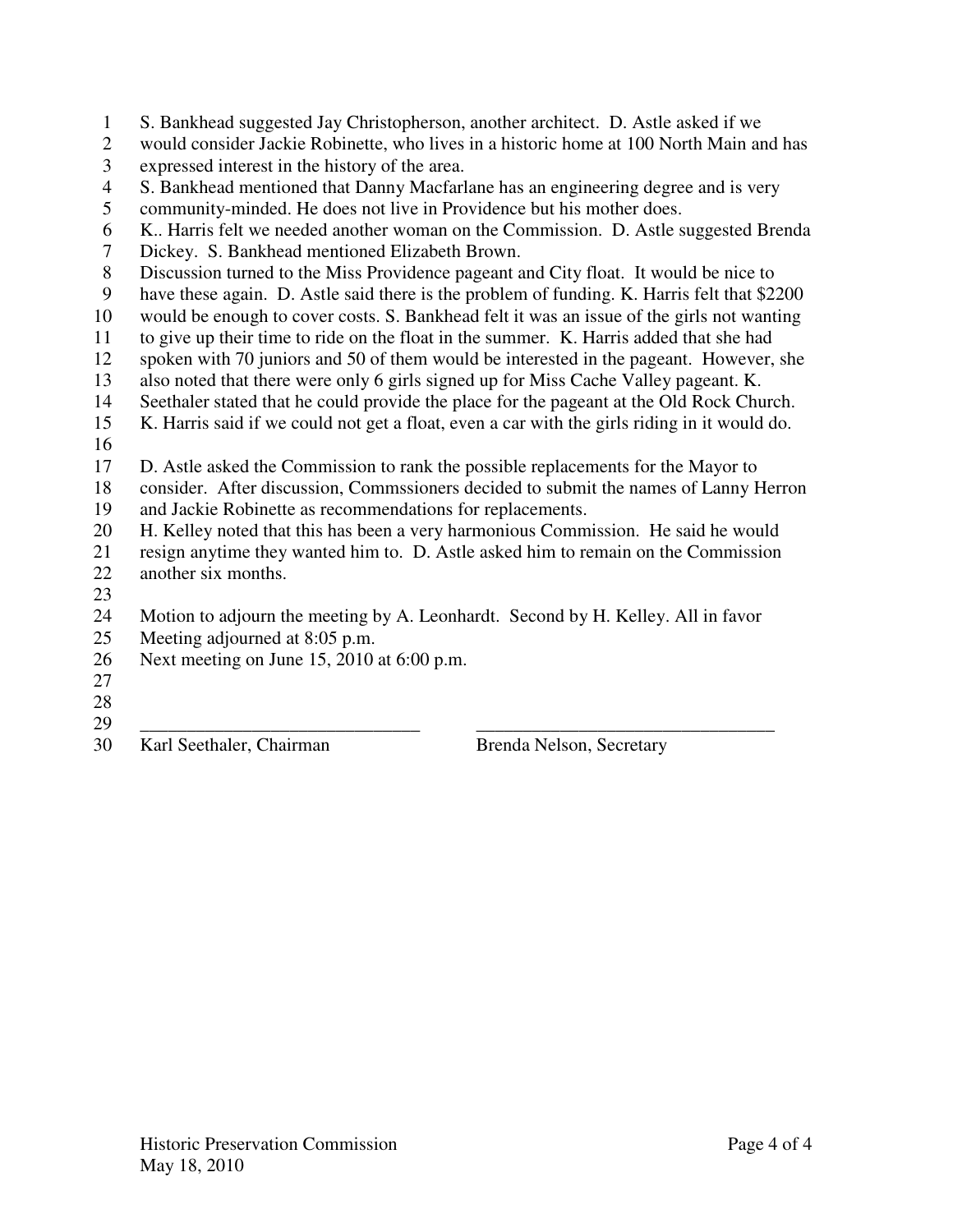S. Bankhead suggested Jay Christopherson, another architect. D. Astle asked if we would consider Jackie Robinette, who lives in a historic home at 100 North Main and has expressed interest in the history of the area.
S. Bankhead mentioned that Danny Macfarlane has an engineering degree and is very community-minded. He does not live in Providence but his mother does.
K.. Harris felt we needed another woman on the Commission. D. Astle suggested Brenda Dickey. S. Bankhead mentioned Elizabeth Brown.
Discussion turned to the Miss Providence pageant and City float. It would be nice to have these again. D. Astle said there is the problem of funding. K. Harris felt that $2200 would be enough to cover costs. S. Bankhead felt it was an issue of the girls not wanting to give up their time to ride on the float in the summer. K. Harris added that she had spoken with 70 juniors and 50 of them would be interested in the pageant. However, she also noted that there were only 6 girls signed up for Miss Cache Valley pageant. K. Seethaler stated that he could provide the place for the pageant at the Old Rock Church.
K. Harris said if we could not get a float, even a car with the girls riding in it would do.

D. Astle asked the Commission to rank the possible replacements for the Mayor to consider. After discussion, Commssioners decided to submit the names of Lanny Herron and Jackie Robinette as recommendations for replacements.
H. Kelley noted that this has been a very harmonious Commission. He said he would resign anytime they wanted him to. D. Astle asked him to remain on the Commission another six months.

Motion to adjourn the meeting by A. Leonhardt. Second by H. Kelley. All in favor
Meeting adjourned at 8:05 p.m.
Next meeting on June 15, 2010 at 6:00 p.m.

| | |
|---|---|
| ______________________________ | ________________________________ |
| Karl Seethaler, Chairman | Brenda Nelson, Secretary |